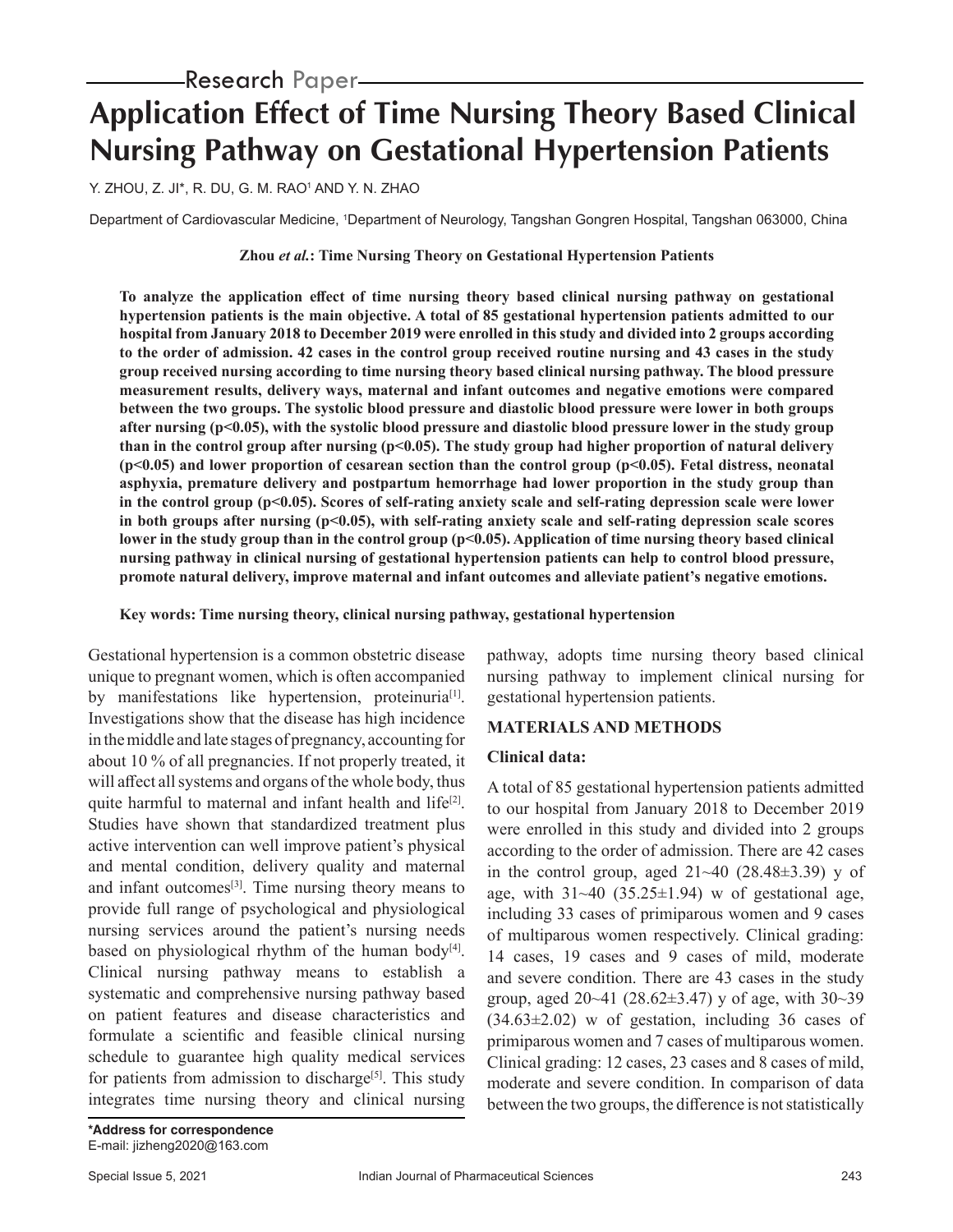Research Paper

# Application Effect of Time Nursing Theory Based Clinical Nursing Pathway on Gestational Hypertension Patients

Y. ZHOU, Z. JI*, R. DU, G. M. RAO[1] AND Y. N. ZHAO

Department of Cardiovascular Medicine, [1]Department of Neurology, Tangshan Gongren Hospital, Tangshan 063000, China

**Zhou *et al.*: Time Nursing Theory on Gestational Hypertension Patients**

**To analyze the application effect of time nursing theory based clinical nursing pathway on gestational hypertension patients is the main objective. A total of 85 gestational hypertension patients admitted to our hospital from January 2018 to December 2019 were enrolled in this study and divided into 2 groups according to the order of admission. 42 cases in the control group received routine nursing and 43 cases in the study group received nursing according to time nursing theory based clinical nursing pathway. The blood pressure measurement results, delivery ways, maternal and infant outcomes and negative emotions were compared between the two groups. The systolic blood pressure and diastolic blood pressure were lower in both groups after nursing ($p<0.05$), with the systolic blood pressure and diastolic blood pressure lower in the study group than in the control group after nursing ($p<0.05$). The study group had higher proportion of natural delivery ($p<0.05$) and lower proportion of cesarean section than the control group ($p<0.05$). Fetal distress, neonatal asphyxia, premature delivery and postpartum hemorrhage had lower proportion in the study group than in the control group ($p<0.05$). Scores of self-rating anxiety scale and self-rating depression scale were lower in both groups after nursing ($p<0.05$), with self-rating anxiety scale and self-rating depression scale scores lower in the study group than in the control group ($p<0.05$). Application of time nursing theory based clinical nursing pathway in clinical nursing of gestational hypertension patients can help to control blood pressure, promote natural delivery, improve maternal and infant outcomes and alleviate patient's negative emotions.**

**Key words: Time nursing theory, clinical nursing pathway, gestational hypertension**

Gestational hypertension is a common obstetric disease unique to pregnant women, which is often accompanied by manifestations like hypertension, proteinuria[1]. Investigations show that the disease has high incidence in the middle and late stages of pregnancy, accounting for about 10 % of all pregnancies. If not properly treated, it will affect all systems and organs of the whole body, thus quite harmful to maternal and infant health and life[2]. Studies have shown that standardized treatment plus active intervention can well improve patient's physical and mental condition, delivery quality and maternal and infant outcomes[3]. Time nursing theory means to provide full range of psychological and physiological nursing services around the patient's nursing needs based on physiological rhythm of the human body[4]. Clinical nursing pathway means to establish a systematic and comprehensive nursing pathway based on patient features and disease characteristics and formulate a scientific and feasible clinical nursing schedule to guarantee high quality medical services for patients from admission to discharge[5]. This study integrates time nursing theory and clinical nursing pathway, adopts time nursing theory based clinical nursing pathway to implement clinical nursing for gestational hypertension patients.

## MATERIALS AND METHODS

### Clinical data:

A total of 85 gestational hypertension patients admitted to our hospital from January 2018 to December 2019 were enrolled in this study and divided into 2 groups according to the order of admission. There are 42 cases in the control group, aged 21~40 (28.48±3.39) y of age, with 31~40 (35.25±1.94) w of gestational age, including 33 cases of primiparous women and 9 cases of multiparous women respectively. Clinical grading: 14 cases, 19 cases and 9 cases of mild, moderate and severe condition. There are 43 cases in the study group, aged 20~41 (28.62±3.47) y of age, with 30~39 (34.63±2.02) w of gestation, including 36 cases of primiparous women and 7 cases of multiparous women. Clinical grading: 12 cases, 23 cases and 8 cases of mild, moderate and severe condition. In comparison of data between the two groups, the difference is not statistically

**\*Address for correspondence**
E-mail: jizheng2020@163.com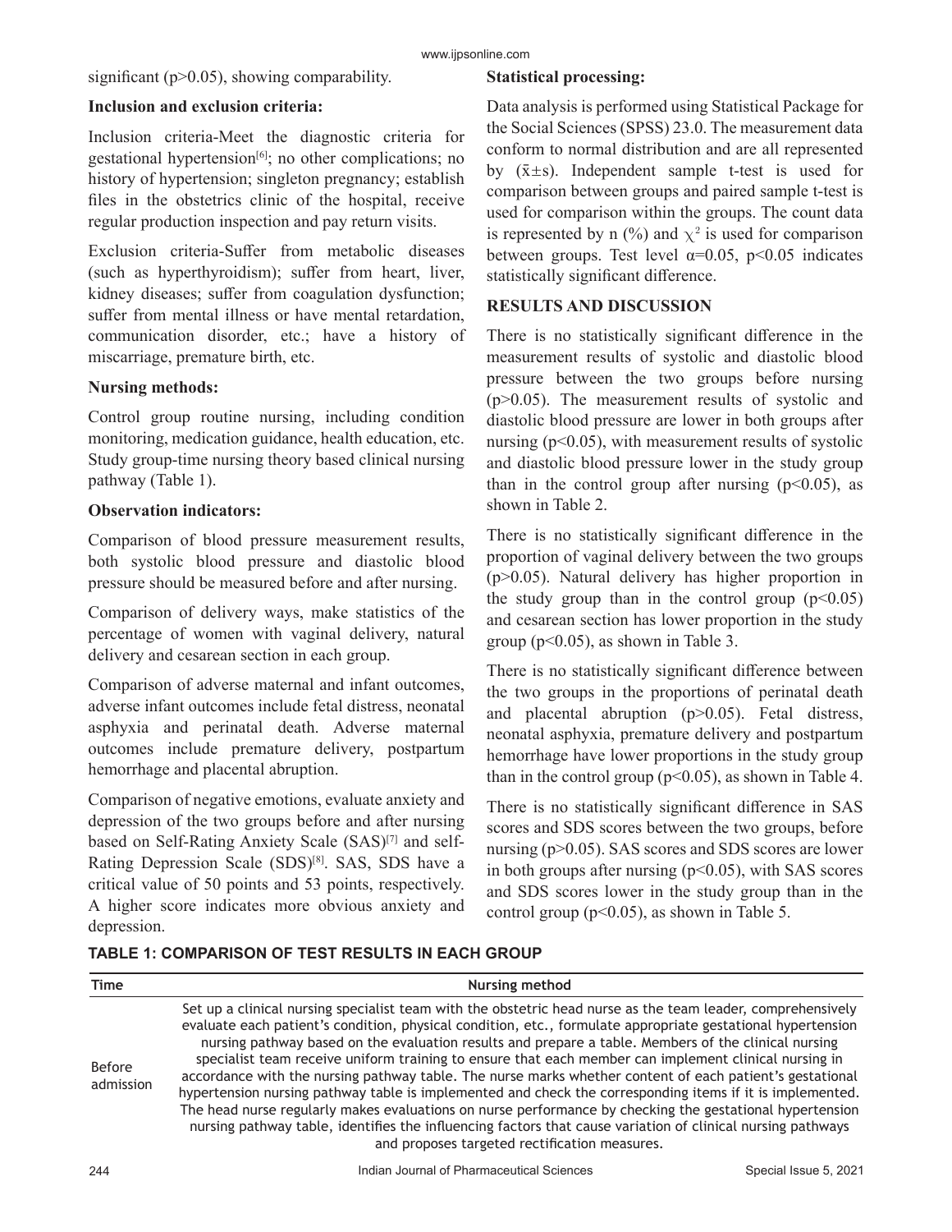significant (p>0.05), showing comparability.

**Inclusion and exclusion criteria:**

Inclusion criteria-Meet the diagnostic criteria for gestational hypertension[6]; no other complications; no history of hypertension; singleton pregnancy; establish files in the obstetrics clinic of the hospital, receive regular production inspection and pay return visits.

Exclusion criteria-Suffer from metabolic diseases (such as hyperthyroidism); suffer from heart, liver, kidney diseases; suffer from coagulation dysfunction; suffer from mental illness or have mental retardation, communication disorder, etc.; have a history of miscarriage, premature birth, etc.

**Nursing methods:**

Control group routine nursing, including condition monitoring, medication guidance, health education, etc. Study group-time nursing theory based clinical nursing pathway (Table 1).

**Observation indicators:**

Comparison of blood pressure measurement results, both systolic blood pressure and diastolic blood pressure should be measured before and after nursing.

Comparison of delivery ways, make statistics of the percentage of women with vaginal delivery, natural delivery and cesarean section in each group.

Comparison of adverse maternal and infant outcomes, adverse infant outcomes include fetal distress, neonatal asphyxia and perinatal death. Adverse maternal outcomes include premature delivery, postpartum hemorrhage and placental abruption.

Comparison of negative emotions, evaluate anxiety and depression of the two groups before and after nursing based on Self-Rating Anxiety Scale (SAS)[7] and self-Rating Depression Scale (SDS)[8]. SAS, SDS have a critical value of 50 points and 53 points, respectively. A higher score indicates more obvious anxiety and depression.

**Statistical processing:**

Data analysis is performed using Statistical Package for the Social Sciences (SPSS) 23.0. The measurement data conform to normal distribution and are all represented by ($\bar{x}\pm s$). Independent sample t-test is used for comparison between groups and paired sample t-test is used for comparison within the groups. The count data is represented by n (%) and $\chi^2$ is used for comparison between groups. Test level $\alpha=0.05$, $p<0.05$ indicates statistically significant difference.

## RESULTS AND DISCUSSION

There is no statistically significant difference in the measurement results of systolic and diastolic blood pressure between the two groups before nursing (p>0.05). The measurement results of systolic and diastolic blood pressure are lower in both groups after nursing (p<0.05), with measurement results of systolic and diastolic blood pressure lower in the study group than in the control group after nursing (p<0.05), as shown in Table 2.

There is no statistically significant difference in the proportion of vaginal delivery between the two groups (p>0.05). Natural delivery has higher proportion in the study group than in the control group (p<0.05) and cesarean section has lower proportion in the study group (p<0.05), as shown in Table 3.

There is no statistically significant difference between the two groups in the proportions of perinatal death and placental abruption (p>0.05). Fetal distress, neonatal asphyxia, premature delivery and postpartum hemorrhage have lower proportions in the study group than in the control group (p<0.05), as shown in Table 4.

There is no statistically significant difference in SAS scores and SDS scores between the two groups, before nursing (p>0.05). SAS scores and SDS scores are lower in both groups after nursing (p<0.05), with SAS scores and SDS scores lower in the study group than in the control group (p<0.05), as shown in Table 5.

**TABLE 1: COMPARISON OF TEST RESULTS IN EACH GROUP**

| Time | Nursing method |
|---|---|
| Before admission | Set up a clinical nursing specialist team with the obstetric head nurse as the team leader, comprehensively evaluate each patient's condition, physical condition, etc., formulate appropriate gestational hypertension nursing pathway based on the evaluation results and prepare a table. Members of the clinical nursing specialist team receive uniform training to ensure that each member can implement clinical nursing in accordance with the nursing pathway table. The nurse marks whether content of each patient's gestational hypertension nursing pathway table is implemented and check the corresponding items if it is implemented. The head nurse regularly makes evaluations on nurse performance by checking the gestational hypertension nursing pathway table, identifies the influencing factors that cause variation of clinical nursing pathways and proposes targeted rectification measures. |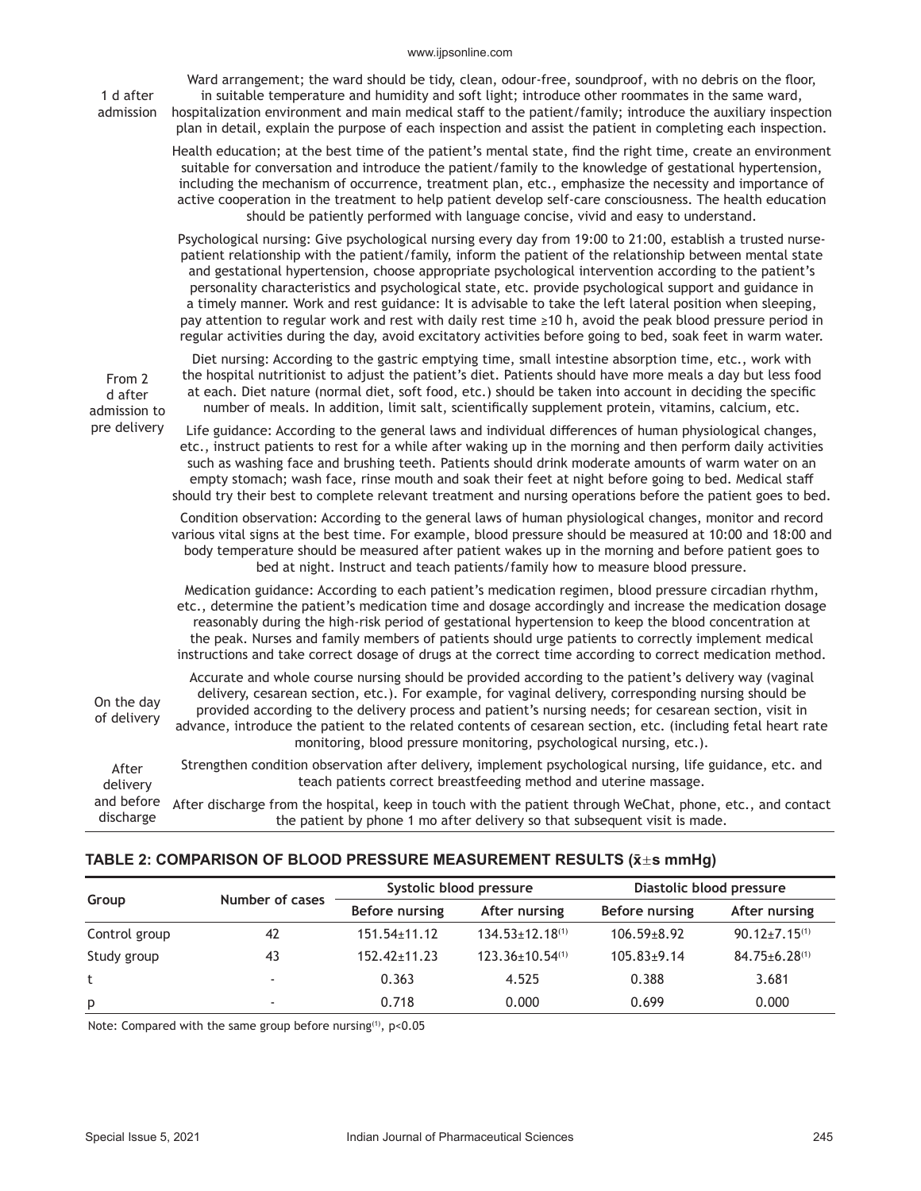| | |
|---|---|
| 1 d after admission | Ward arrangement; the ward should be tidy, clean, odour-free, soundproof, with no debris on the floor, in suitable temperature and humidity and soft light; introduce other roommates in the same ward, hospitalization environment and main medical staff to the patient/family; introduce the auxiliary inspection plan in detail, explain the purpose of each inspection and assist the patient in completing each inspection. |
| From 2 d after admission to pre delivery | Health education; at the best time of the patient's mental state, find the right time, create an environment suitable for conversation and introduce the patient/family to the knowledge of gestational hypertension, including the mechanism of occurrence, treatment plan, etc., emphasize the necessity and importance of active cooperation in the treatment to help patient develop self-care consciousness. The health education should be patiently performed with language concise, vivid and easy to understand. |
| | Psychological nursing: Give psychological nursing every day from 19:00 to 21:00, establish a trusted nurse-patient relationship with the patient/family, inform the patient of the relationship between mental state and gestational hypertension, choose appropriate psychological intervention according to the patient's personality characteristics and psychological state, etc. provide psychological support and guidance in a timely manner. Work and rest guidance: It is advisable to take the left lateral position when sleeping, pay attention to regular work and rest with daily rest time ≥10 h, avoid the peak blood pressure period in regular activities during the day, avoid excitatory activities before going to bed, soak feet in warm water. |
| | Diet nursing: According to the gastric emptying time, small intestine absorption time, etc., work with the hospital nutritionist to adjust the patient's diet. Patients should have more meals a day but less food at each. Diet nature (normal diet, soft food, etc.) should be taken into account in deciding the specific number of meals. In addition, limit salt, scientifically supplement protein, vitamins, calcium, etc. |
| | Life guidance: According to the general laws and individual differences of human physiological changes, etc., instruct patients to rest for a while after waking up in the morning and then perform daily activities such as washing face and brushing teeth. Patients should drink moderate amounts of warm water on an empty stomach; wash face, rinse mouth and soak their feet at night before going to bed. Medical staff should try their best to complete relevant treatment and nursing operations before the patient goes to bed. |
| | Condition observation: According to the general laws of human physiological changes, monitor and record various vital signs at the best time. For example, blood pressure should be measured at 10:00 and 18:00 and body temperature should be measured after patient wakes up in the morning and before patient goes to bed at night. Instruct and teach patients/family how to measure blood pressure. |
| | Medication guidance: According to each patient's medication regimen, blood pressure circadian rhythm, etc., determine the patient's medication time and dosage accordingly and increase the medication dosage reasonably during the high-risk period of gestational hypertension to keep the blood concentration at the peak. Nurses and family members of patients should urge patients to correctly implement medical instructions and take correct dosage of drugs at the correct time according to correct medication method. |
| On the day of delivery | Accurate and whole course nursing should be provided according to the patient's delivery way (vaginal delivery, cesarean section, etc.). For example, for vaginal delivery, corresponding nursing should be provided according to the delivery process and patient's nursing needs; for cesarean section, visit in advance, introduce the patient to the related contents of cesarean section, etc. (including fetal heart rate monitoring, blood pressure monitoring, psychological nursing, etc.). |
| After delivery and before discharge | Strengthen condition observation after delivery, implement psychological nursing, life guidance, etc. and teach patients correct breastfeeding method and uterine massage. |
| | After discharge from the hospital, keep in touch with the patient through WeChat, phone, etc., and contact the patient by phone 1 mo after delivery so that subsequent visit is made. |

**TABLE 2: COMPARISON OF BLOOD PRESSURE MEASUREMENT RESULTS ($\bar{x}\pm s$ mmHg)**

| Group | Number of cases | Systolic blood pressure | | Diastolic blood pressure | |
|---|---|---|---|---|---|
| | | Before nursing | After nursing | Before nursing | After nursing |
| Control group | 42 | 151.54±11.12 | 134.53±12.18[(1)] | 106.59±8.92 | 90.12±7.15[(1)] |
| Study group | 43 | 152.42±11.23 | 123.36±10.54[(1)] | 105.83±9.14 | 84.75±6.28[(1)] |
| t | - | 0.363 | 4.525 | 0.388 | 3.681 |
| p | - | 0.718 | 0.000 | 0.699 | 0.000 |

Note: Compared with the same group before nursing[(1)], $p<0.05$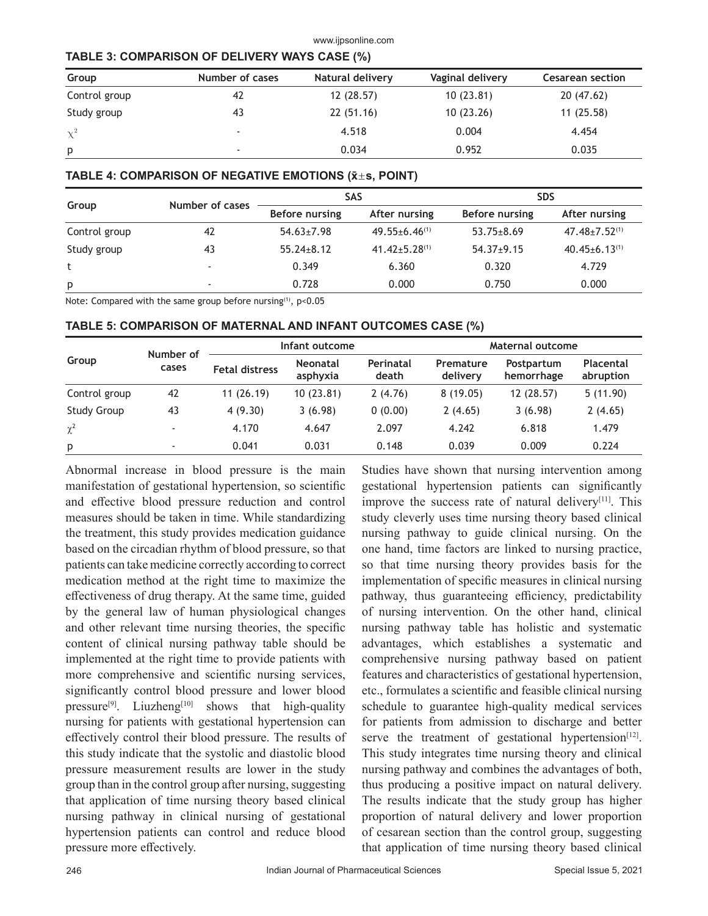**TABLE 3: COMPARISON OF DELIVERY WAYS CASE (%)**

| Group | Number of cases | Natural delivery | Vaginal delivery | Cesarean section |
|---|---|---|---|---|
| Control group | 42 | 12 (28.57) | 10 (23.81) | 20 (47.62) |
| Study group | 43 | 22 (51.16) | 10 (23.26) | 11 (25.58) |
| $\chi^2$ | - | 4.518 | 0.004 | 4.454 |
| p | - | 0.034 | 0.952 | 0.035 |

**TABLE 4: COMPARISON OF NEGATIVE EMOTIONS ($\bar{x}\pm s$, POINT)**

| Group | Number of cases | SAS | | SDS | |
|---|---|---|---|---|---|
| | | Before nursing | After nursing | Before nursing | After nursing |
| Control group | 42 | 54.63±7.98 | 49.55±6.46(1) | 53.75±8.69 | 47.48±7.52(1) |
| Study group | 43 | 55.24±8.12 | 41.42±5.28(1) | 54.37±9.15 | 40.45±6.13(1) |
| t | - | 0.349 | 6.360 | 0.320 | 4.729 |
| p | - | 0.728 | 0.000 | 0.750 | 0.000 |

Note: Compared with the same group before nursing(1), $p<0.05$

**TABLE 5: COMPARISON OF MATERNAL AND INFANT OUTCOMES CASE (%)**

| Group | Number of cases | Infant outcome | | | Maternal outcome | | |
|---|---|---|---|---|---|---|---|
| | | Fetal distress | Neonatal asphyxia | Perinatal death | Premature delivery | Postpartum hemorrhage | Placental abruption |
| Control group | 42 | 11 (26.19) | 10 (23.81) | 2 (4.76) | 8 (19.05) | 12 (28.57) | 5 (11.90) |
| Study Group | 43 | 4 (9.30) | 3 (6.98) | 0 (0.00) | 2 (4.65) | 3 (6.98) | 2 (4.65) |
| $\chi^2$ | - | 4.170 | 4.647 | 2.097 | 4.242 | 6.818 | 1.479 |
| p | - | 0.041 | 0.031 | 0.148 | 0.039 | 0.009 | 0.224 |

Abnormal increase in blood pressure is the main manifestation of gestational hypertension, so scientific and effective blood pressure reduction and control measures should be taken in time. While standardizing the treatment, this study provides medication guidance based on the circadian rhythm of blood pressure, so that patients can take medicine correctly according to correct medication method at the right time to maximize the effectiveness of drug therapy. At the same time, guided by the general law of human physiological changes and other relevant time nursing theories, the specific content of clinical nursing pathway table should be implemented at the right time to provide patients with more comprehensive and scientific nursing services, significantly control blood pressure and lower blood pressure[9]. Liuzheng[10] shows that high-quality nursing for patients with gestational hypertension can effectively control their blood pressure. The results of this study indicate that the systolic and diastolic blood pressure measurement results are lower in the study group than in the control group after nursing, suggesting that application of time nursing theory based clinical nursing pathway in clinical nursing of gestational hypertension patients can control and reduce blood pressure more effectively.

Studies have shown that nursing intervention among gestational hypertension patients can significantly improve the success rate of natural delivery[11]. This study cleverly uses time nursing theory based clinical nursing pathway to guide clinical nursing. On the one hand, time factors are linked to nursing practice, so that time nursing theory provides basis for the implementation of specific measures in clinical nursing pathway, thus guaranteeing efficiency, predictability of nursing intervention. On the other hand, clinical nursing pathway table has holistic and systematic advantages, which establishes a systematic and comprehensive nursing pathway based on patient features and characteristics of gestational hypertension, etc., formulates a scientific and feasible clinical nursing schedule to guarantee high-quality medical services for patients from admission to discharge and better serve the treatment of gestational hypertension[12]. This study integrates time nursing theory and clinical nursing pathway and combines the advantages of both, thus producing a positive impact on natural delivery. The results indicate that the study group has higher proportion of natural delivery and lower proportion of cesarean section than the control group, suggesting that application of time nursing theory based clinical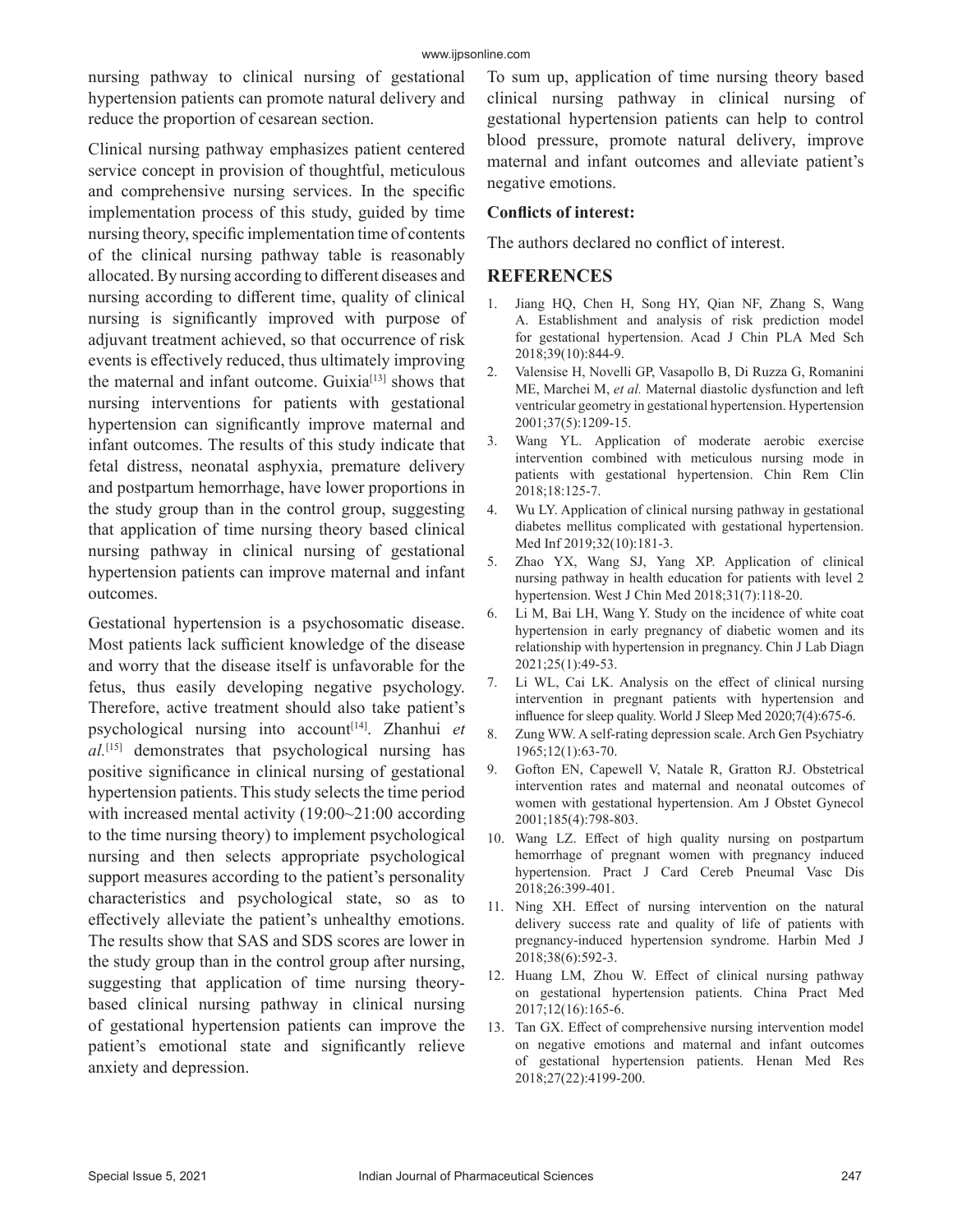nursing pathway to clinical nursing of gestational hypertension patients can promote natural delivery and reduce the proportion of cesarean section.

Clinical nursing pathway emphasizes patient centered service concept in provision of thoughtful, meticulous and comprehensive nursing services. In the specific implementation process of this study, guided by time nursing theory, specific implementation time of contents of the clinical nursing pathway table is reasonably allocated. By nursing according to different diseases and nursing according to different time, quality of clinical nursing is significantly improved with purpose of adjuvant treatment achieved, so that occurrence of risk events is effectively reduced, thus ultimately improving the maternal and infant outcome. Guixia[13] shows that nursing interventions for patients with gestational hypertension can significantly improve maternal and infant outcomes. The results of this study indicate that fetal distress, neonatal asphyxia, premature delivery and postpartum hemorrhage, have lower proportions in the study group than in the control group, suggesting that application of time nursing theory based clinical nursing pathway in clinical nursing of gestational hypertension patients can improve maternal and infant outcomes.

Gestational hypertension is a psychosomatic disease. Most patients lack sufficient knowledge of the disease and worry that the disease itself is unfavorable for the fetus, thus easily developing negative psychology. Therefore, active treatment should also take patient's psychological nursing into account[14]. Zhanhui *et al.*[15] demonstrates that psychological nursing has positive significance in clinical nursing of gestational hypertension patients. This study selects the time period with increased mental activity (19:00~21:00 according to the time nursing theory) to implement psychological nursing and then selects appropriate psychological support measures according to the patient's personality characteristics and psychological state, so as to effectively alleviate the patient's unhealthy emotions. The results show that SAS and SDS scores are lower in the study group than in the control group after nursing, suggesting that application of time nursing theory-based clinical nursing pathway in clinical nursing of gestational hypertension patients can improve the patient's emotional state and significantly relieve anxiety and depression.

To sum up, application of time nursing theory based clinical nursing pathway in clinical nursing of gestational hypertension patients can help to control blood pressure, promote natural delivery, improve maternal and infant outcomes and alleviate patient's negative emotions.

**Conflicts of interest:**

The authors declared no conflict of interest.

## REFERENCES

1. Jiang HQ, Chen H, Song HY, Qian NF, Zhang S, Wang A. Establishment and analysis of risk prediction model for gestational hypertension. Acad J Chin PLA Med Sch 2018;39(10):844-9.
2. Valensise H, Novelli GP, Vasapollo B, Di Ruzza G, Romanini ME, Marchei M, *et al.* Maternal diastolic dysfunction and left ventricular geometry in gestational hypertension. Hypertension 2001;37(5):1209-15.
3. Wang YL. Application of moderate aerobic exercise intervention combined with meticulous nursing mode in patients with gestational hypertension. Chin Rem Clin 2018;18:125-7.
4. Wu LY. Application of clinical nursing pathway in gestational diabetes mellitus complicated with gestational hypertension. Med Inf 2019;32(10):181-3.
5. Zhao YX, Wang SJ, Yang XP. Application of clinical nursing pathway in health education for patients with level 2 hypertension. West J Chin Med 2018;31(7):118-20.
6. Li M, Bai LH, Wang Y. Study on the incidence of white coat hypertension in early pregnancy of diabetic women and its relationship with hypertension in pregnancy. Chin J Lab Diagn 2021;25(1):49-53.
7. Li WL, Cai LK. Analysis on the effect of clinical nursing intervention in pregnant patients with hypertension and influence for sleep quality. World J Sleep Med 2020;7(4):675-6.
8. Zung WW. A self-rating depression scale. Arch Gen Psychiatry 1965;12(1):63-70.
9. Gofton EN, Capewell V, Natale R, Gratton RJ. Obstetrical intervention rates and maternal and neonatal outcomes of women with gestational hypertension. Am J Obstet Gynecol 2001;185(4):798-803.
10. Wang LZ. Effect of high quality nursing on postpartum hemorrhage of pregnant women with pregnancy induced hypertension. Pract J Card Cereb Pneumal Vasc Dis 2018;26:399-401.
11. Ning XH. Effect of nursing intervention on the natural delivery success rate and quality of life of patients with pregnancy-induced hypertension syndrome. Harbin Med J 2018;38(6):592-3.
12. Huang LM, Zhou W. Effect of clinical nursing pathway on gestational hypertension patients. China Pract Med 2017;12(16):165-6.
13. Tan GX. Effect of comprehensive nursing intervention model on negative emotions and maternal and infant outcomes of gestational hypertension patients. Henan Med Res 2018;27(22):4199-200.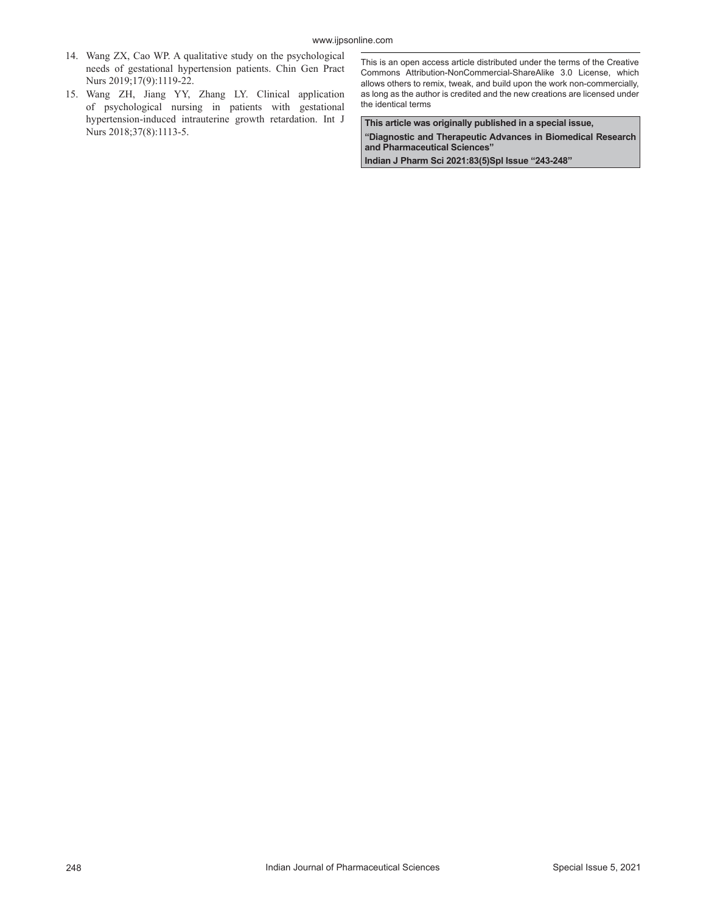14. Wang ZX, Cao WP. A qualitative study on the psychological needs of gestational hypertension patients. Chin Gen Pract Nurs 2019;17(9):1119-22.
15. Wang ZH, Jiang YY, Zhang LY. Clinical application of psychological nursing in patients with gestational hypertension-induced intrauterine growth retardation. Int J Nurs 2018;37(8):1113-5.

This is an open access article distributed under the terms of the Creative Commons Attribution-NonCommercial-ShareAlike 3.0 License, which allows others to remix, tweak, and build upon the work non-commercially, as long as the author is credited and the new creations are licensed under the identical terms

**This article was originally published in a special issue, "Diagnostic and Therapeutic Advances in Biomedical Research and Pharmaceutical Sciences"**
**Indian J Pharm Sci 2021:83(5)Spl Issue "243-248"**